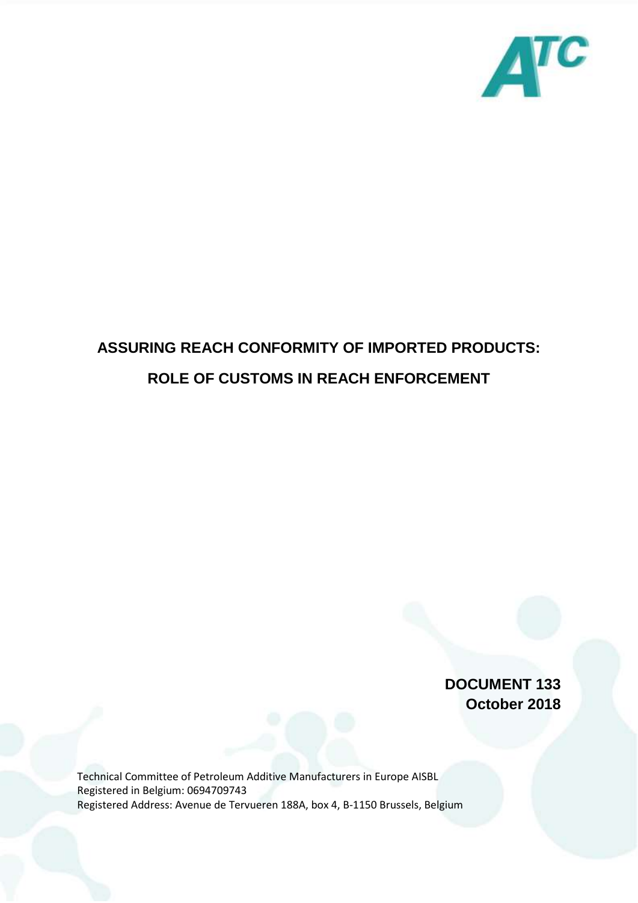# ASSURING REACH CONFORMITY OF IMPORTED PRODUCTS:

# ROLE OF CUSTOMS IN REACH ENFORCEMENT

**DOCUMENT 133**
**October 2018**

Technical Committee of Petroleum Additive Manufacturers in Europe AISBL
Registered in Belgium: 0694709743
Registered Address: Avenue de Tervueren 188A, box 4, B-1150 Brussels, Belgium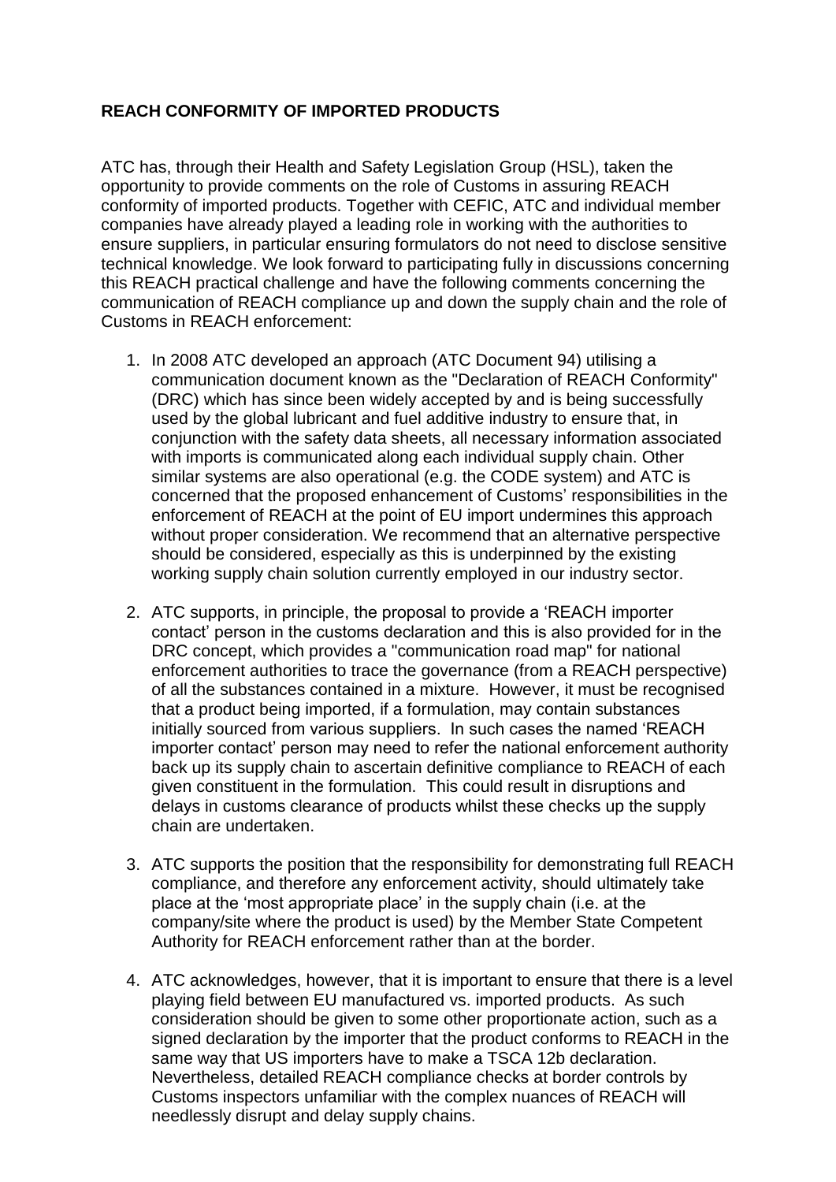**REACH CONFORMITY OF IMPORTED PRODUCTS**

ATC has, through their Health and Safety Legislation Group (HSL), taken the opportunity to provide comments on the role of Customs in assuring REACH conformity of imported products. Together with CEFIC, ATC and individual member companies have already played a leading role in working with the authorities to ensure suppliers, in particular ensuring formulators do not need to disclose sensitive technical knowledge. We look forward to participating fully in discussions concerning this REACH practical challenge and have the following comments concerning the communication of REACH compliance up and down the supply chain and the role of Customs in REACH enforcement:

1. In 2008 ATC developed an approach (ATC Document 94) utilising a communication document known as the "Declaration of REACH Conformity" (DRC) which has since been widely accepted by and is being successfully used by the global lubricant and fuel additive industry to ensure that, in conjunction with the safety data sheets, all necessary information associated with imports is communicated along each individual supply chain. Other similar systems are also operational (e.g. the CODE system) and ATC is concerned that the proposed enhancement of Customs' responsibilities in the enforcement of REACH at the point of EU import undermines this approach without proper consideration. We recommend that an alternative perspective should be considered, especially as this is underpinned by the existing working supply chain solution currently employed in our industry sector.

2. ATC supports, in principle, the proposal to provide a 'REACH importer contact' person in the customs declaration and this is also provided for in the DRC concept, which provides a "communication road map" for national enforcement authorities to trace the governance (from a REACH perspective) of all the substances contained in a mixture. However, it must be recognised that a product being imported, if a formulation, may contain substances initially sourced from various suppliers. In such cases the named 'REACH importer contact' person may need to refer the national enforcement authority back up its supply chain to ascertain definitive compliance to REACH of each given constituent in the formulation. This could result in disruptions and delays in customs clearance of products whilst these checks up the supply chain are undertaken.

3. ATC supports the position that the responsibility for demonstrating full REACH compliance, and therefore any enforcement activity, should ultimately take place at the 'most appropriate place' in the supply chain (i.e. at the company/site where the product is used) by the Member State Competent Authority for REACH enforcement rather than at the border.

4. ATC acknowledges, however, that it is important to ensure that there is a level playing field between EU manufactured vs. imported products. As such consideration should be given to some other proportionate action, such as a signed declaration by the importer that the product conforms to REACH in the same way that US importers have to make a TSCA 12b declaration. Nevertheless, detailed REACH compliance checks at border controls by Customs inspectors unfamiliar with the complex nuances of REACH will needlessly disrupt and delay supply chains.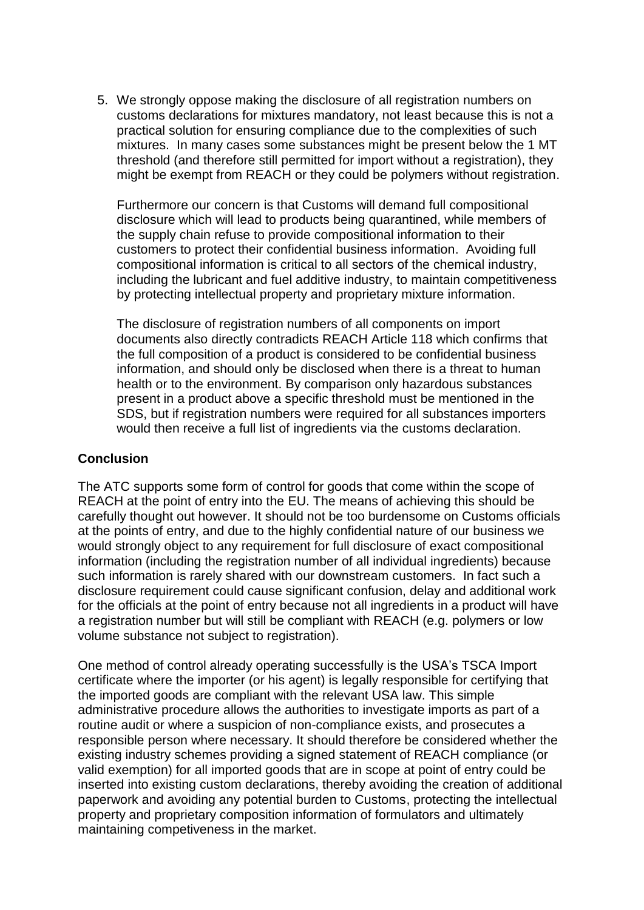5. We strongly oppose making the disclosure of all registration numbers on customs declarations for mixtures mandatory, not least because this is not a practical solution for ensuring compliance due to the complexities of such mixtures. In many cases some substances might be present below the 1 MT threshold (and therefore still permitted for import without a registration), they might be exempt from REACH or they could be polymers without registration.

   Furthermore our concern is that Customs will demand full compositional disclosure which will lead to products being quarantined, while members of the supply chain refuse to provide compositional information to their customers to protect their confidential business information. Avoiding full compositional information is critical to all sectors of the chemical industry, including the lubricant and fuel additive industry, to maintain competitiveness by protecting intellectual property and proprietary mixture information.

   The disclosure of registration numbers of all components on import documents also directly contradicts REACH Article 118 which confirms that the full composition of a product is considered to be confidential business information, and should only be disclosed when there is a threat to human health or to the environment. By comparison only hazardous substances present in a product above a specific threshold must be mentioned in the SDS, but if registration numbers were required for all substances importers would then receive a full list of ingredients via the customs declaration.

**Conclusion**

The ATC supports some form of control for goods that come within the scope of REACH at the point of entry into the EU. The means of achieving this should be carefully thought out however. It should not be too burdensome on Customs officials at the points of entry, and due to the highly confidential nature of our business we would strongly object to any requirement for full disclosure of exact compositional information (including the registration number of all individual ingredients) because such information is rarely shared with our downstream customers. In fact such a disclosure requirement could cause significant confusion, delay and additional work for the officials at the point of entry because not all ingredients in a product will have a registration number but will still be compliant with REACH (e.g. polymers or low volume substance not subject to registration).

One method of control already operating successfully is the USA's TSCA Import certificate where the importer (or his agent) is legally responsible for certifying that the imported goods are compliant with the relevant USA law. This simple administrative procedure allows the authorities to investigate imports as part of a routine audit or where a suspicion of non-compliance exists, and prosecutes a responsible person where necessary. It should therefore be considered whether the existing industry schemes providing a signed statement of REACH compliance (or valid exemption) for all imported goods that are in scope at point of entry could be inserted into existing custom declarations, thereby avoiding the creation of additional paperwork and avoiding any potential burden to Customs, protecting the intellectual property and proprietary composition information of formulators and ultimately maintaining competiveness in the market.